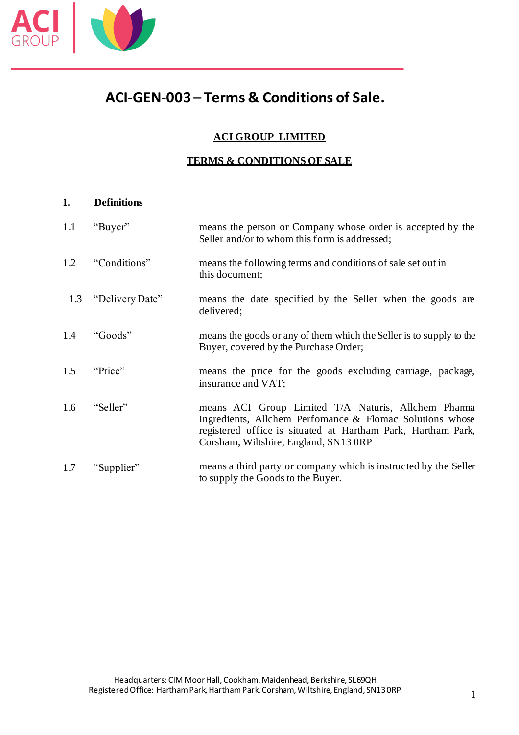# ACI-GEN-003 – Terms & Conditions of Sale.

**ACI GROUP LIMITED**

**TERMS & CONDITIONS OF SALE**

## 1. Definitions

| | | |
|---|---|---|
| 1.1 | "Buyer" | means the person or Company whose order is accepted by the Seller and/or to whom this form is addressed; |
| 1.2 | "Conditions" | means the following terms and conditions of sale set out in this document; |
| 1.3 | "Delivery Date" | means the date specified by the Seller when the goods are delivered; |
| 1.4 | "Goods" | means the goods or any of them which the Seller is to supply to the Buyer, covered by the Purchase Order; |
| 1.5 | "Price" | means the price for the goods excluding carriage, package, insurance and VAT; |
| 1.6 | "Seller" | means ACI Group Limited T/A Naturis, Allchem Pharma Ingredients, Allchem Perfomance & Flomac Solutions whose registered office is situated at Hartham Park, Hartham Park, Corsham, Wiltshire, England, SN13 0RP |
| 1.7 | "Supplier" | means a third party or company which is instructed by the Seller to supply the Goods to the Buyer. |

Headquarters: CIM Moor Hall, Cookham, Maidenhead, Berkshire, SL69QH
Registered Office: Hartham Park, Hartham Park, Corsham, Wiltshire, England, SN13 0RP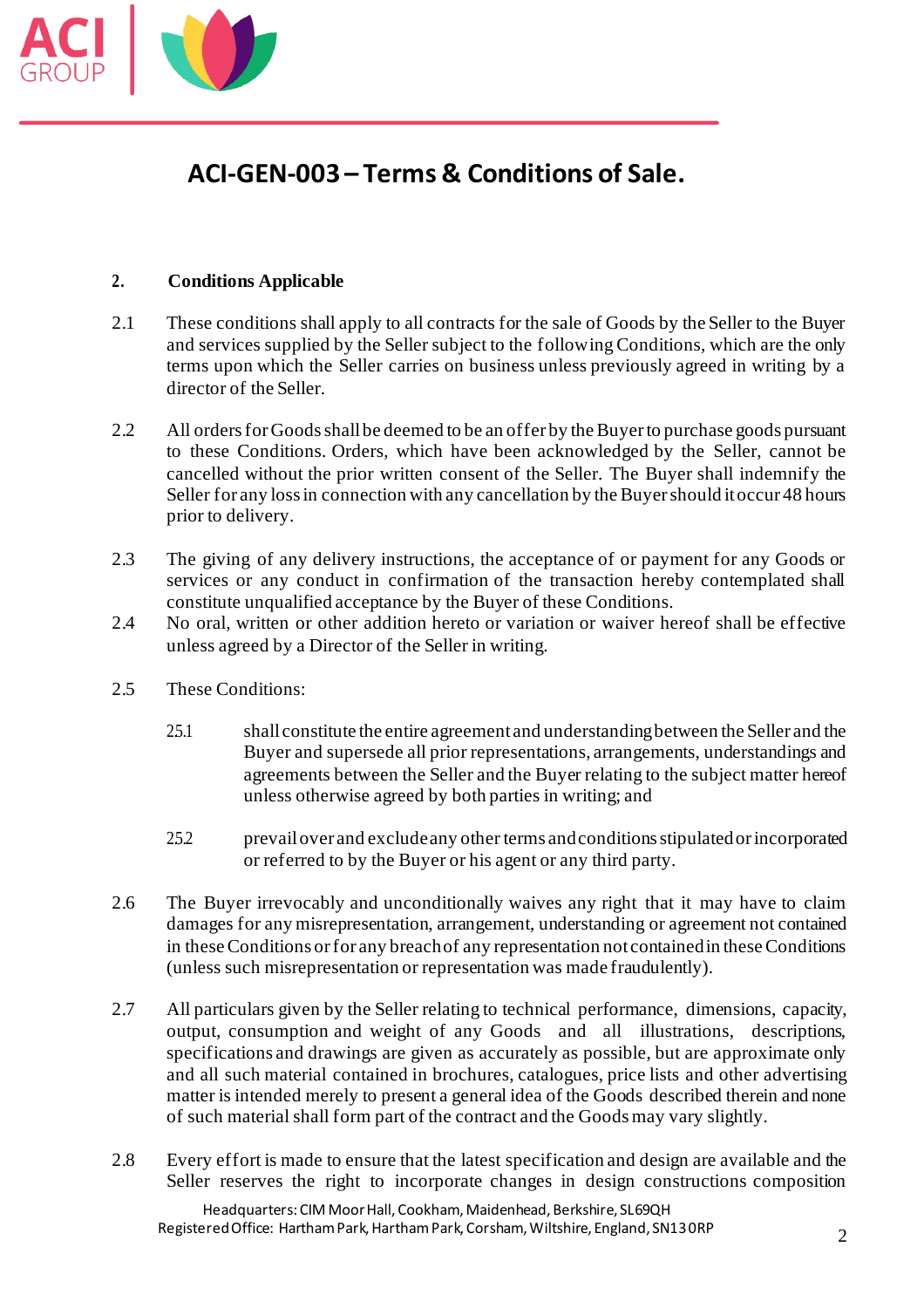# ACI-GEN-003 – Terms & Conditions of Sale.

## 2. Conditions Applicable

2.1 These conditions shall apply to all contracts for the sale of Goods by the Seller to the Buyer and services supplied by the Seller subject to the following Conditions, which are the only terms upon which the Seller carries on business unless previously agreed in writing by a director of the Seller.

2.2 All orders for Goods shall be deemed to be an offer by the Buyer to purchase goods pursuant to these Conditions. Orders, which have been acknowledged by the Seller, cannot be cancelled without the prior written consent of the Seller. The Buyer shall indemnify the Seller for any loss in connection with any cancellation by the Buyer should it occur 48 hours prior to delivery.

2.3 The giving of any delivery instructions, the acceptance of or payment for any Goods or services or any conduct in confirmation of the transaction hereby contemplated shall constitute unqualified acceptance by the Buyer of these Conditions.

2.4 No oral, written or other addition hereto or variation or waiver hereof shall be effective unless agreed by a Director of the Seller in writing.

2.5 These Conditions:

2.5.1 shall constitute the entire agreement and understanding between the Seller and the Buyer and supersede all prior representations, arrangements, understandings and agreements between the Seller and the Buyer relating to the subject matter hereof unless otherwise agreed by both parties in writing; and

2.5.2 prevail over and exclude any other terms and conditions stipulated or incorporated or referred to by the Buyer or his agent or any third party.

2.6 The Buyer irrevocably and unconditionally waives any right that it may have to claim damages for any misrepresentation, arrangement, understanding or agreement not contained in these Conditions or for any breach of any representation not contained in these Conditions (unless such misrepresentation or representation was made fraudulently).

2.7 All particulars given by the Seller relating to technical performance, dimensions, capacity, output, consumption and weight of any Goods and all illustrations, descriptions, specifications and drawings are given as accurately as possible, but are approximate only and all such material contained in brochures, catalogues, price lists and other advertising matter is intended merely to present a general idea of the Goods described therein and none of such material shall form part of the contract and the Goods may vary slightly.

2.8 Every effort is made to ensure that the latest specification and design are available and the Seller reserves the right to incorporate changes in design constructions composition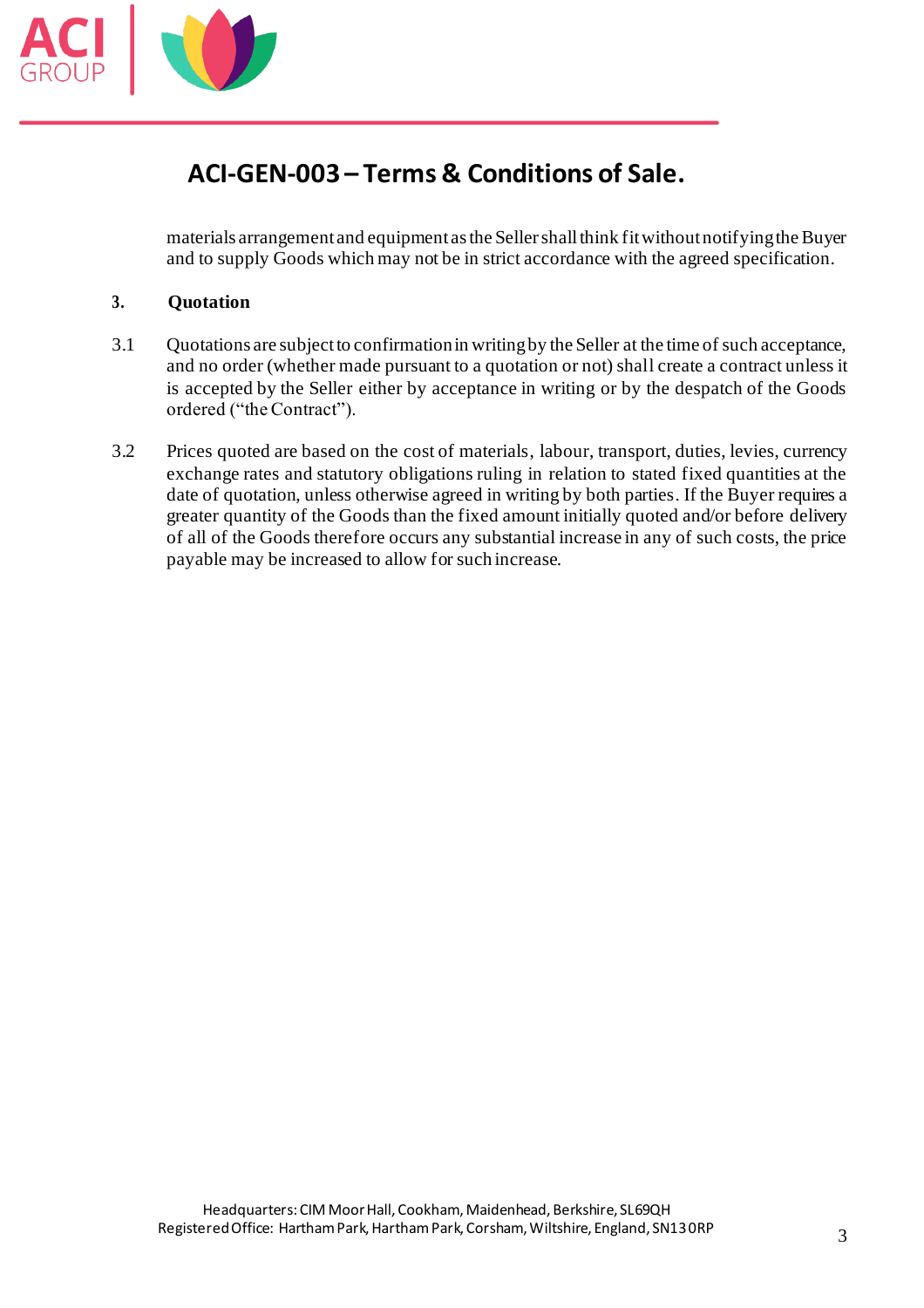materials arrangement and equipment as the Seller shall think fit without notifying the Buyer and to supply Goods which may not be in strict accordance with the agreed specification.

**3. Quotation**

3.1 Quotations are subject to confirmation in writing by the Seller at the time of such acceptance, and no order (whether made pursuant to a quotation or not) shall create a contract unless it is accepted by the Seller either by acceptance in writing or by the despatch of the Goods ordered ("the Contract").

3.2 Prices quoted are based on the cost of materials, labour, transport, duties, levies, currency exchange rates and statutory obligations ruling in relation to stated fixed quantities at the date of quotation, unless otherwise agreed in writing by both parties. If the Buyer requires a greater quantity of the Goods than the fixed amount initially quoted and/or before delivery of all of the Goods therefore occurs any substantial increase in any of such costs, the price payable may be increased to allow for such increase.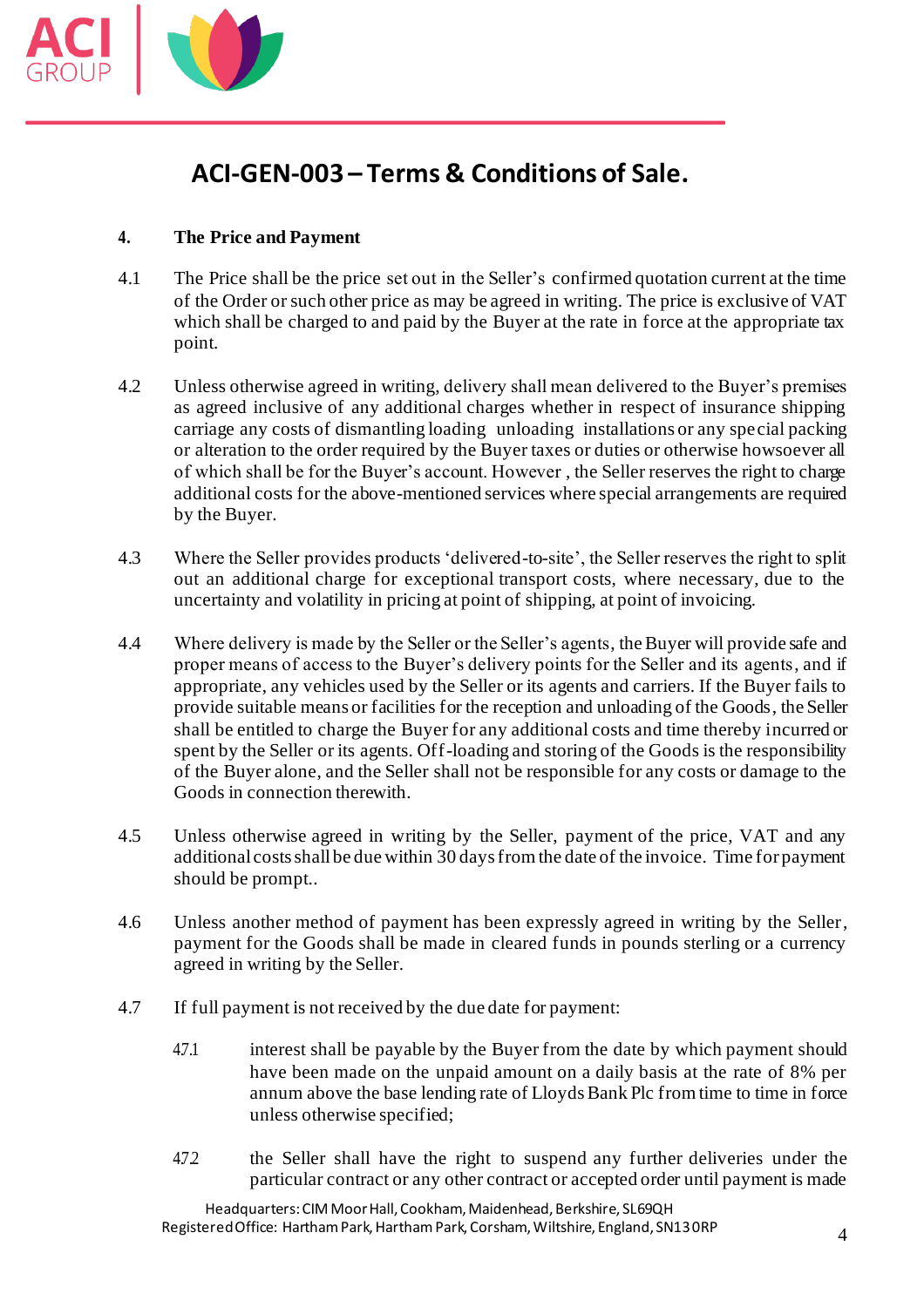# ACI-GEN-003 – Terms & Conditions of Sale.

**4. The Price and Payment**

4.1 The Price shall be the price set out in the Seller's confirmed quotation current at the time of the Order or such other price as may be agreed in writing. The price is exclusive of VAT which shall be charged to and paid by the Buyer at the rate in force at the appropriate tax point.

4.2 Unless otherwise agreed in writing, delivery shall mean delivered to the Buyer's premises as agreed inclusive of any additional charges whether in respect of insurance shipping carriage any costs of dismantling loading unloading installations or any special packing or alteration to the order required by the Buyer taxes or duties or otherwise howsoever all of which shall be for the Buyer's account. However , the Seller reserves the right to charge additional costs for the above-mentioned services where special arrangements are required by the Buyer.

4.3 Where the Seller provides products 'delivered-to-site', the Seller reserves the right to split out an additional charge for exceptional transport costs, where necessary, due to the uncertainty and volatility in pricing at point of shipping, at point of invoicing.

4.4 Where delivery is made by the Seller or the Seller's agents, the Buyer will provide safe and proper means of access to the Buyer's delivery points for the Seller and its agents, and if appropriate, any vehicles used by the Seller or its agents and carriers. If the Buyer fails to provide suitable means or facilities for the reception and unloading of the Goods, the Seller shall be entitled to charge the Buyer for any additional costs and time thereby incurred or spent by the Seller or its agents. Off-loading and storing of the Goods is the responsibility of the Buyer alone, and the Seller shall not be responsible for any costs or damage to the Goods in connection therewith.

4.5 Unless otherwise agreed in writing by the Seller, payment of the price, VAT and any additional costs shall be due within 30 days from the date of the invoice. Time for payment should be prompt..

4.6 Unless another method of payment has been expressly agreed in writing by the Seller, payment for the Goods shall be made in cleared funds in pounds sterling or a currency agreed in writing by the Seller.

4.7 If full payment is not received by the due date for payment:

4.7.1 interest shall be payable by the Buyer from the date by which payment should have been made on the unpaid amount on a daily basis at the rate of 8% per annum above the base lending rate of Lloyds Bank Plc from time to time in force unless otherwise specified;

4.7.2 the Seller shall have the right to suspend any further deliveries under the particular contract or any other contract or accepted order until payment is made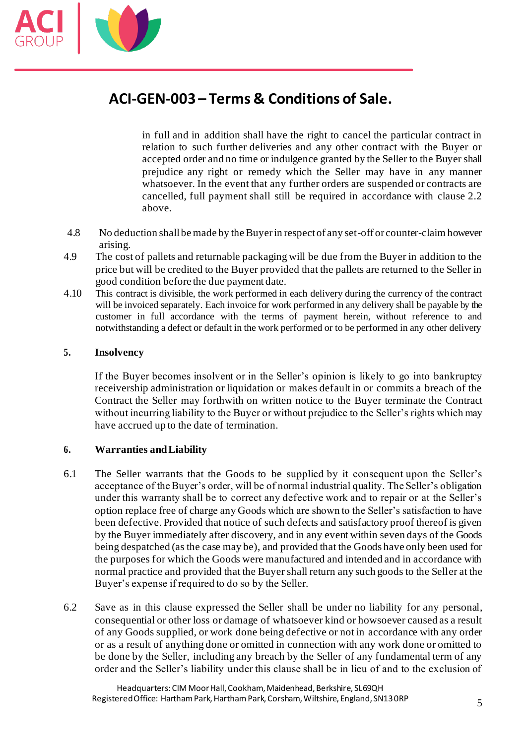in full and in addition shall have the right to cancel the particular contract in relation to such further deliveries and any other contract with the Buyer or accepted order and no time or indulgence granted by the Seller to the Buyer shall prejudice any right or remedy which the Seller may have in any manner whatsoever. In the event that any further orders are suspended or contracts are cancelled, full payment shall still be required in accordance with clause 2.2 above.

4.8 No deduction shall be made by the Buyer in respect of any set-off or counter-claim however arising.

4.9 The cost of pallets and returnable packaging will be due from the Buyer in addition to the price but will be credited to the Buyer provided that the pallets are returned to the Seller in good condition before the due payment date.

4.10 This contract is divisible, the work performed in each delivery during the currency of the contract will be invoiced separately. Each invoice for work performed in any delivery shall be payable by the customer in full accordance with the terms of payment herein, without reference to and notwithstanding a defect or default in the work performed or to be performed in any other delivery

## 5. Insolvency

If the Buyer becomes insolvent or in the Seller's opinion is likely to go into bankruptcy receivership administration or liquidation or makes default in or commits a breach of the Contract the Seller may forthwith on written notice to the Buyer terminate the Contract without incurring liability to the Buyer or without prejudice to the Seller's rights which may have accrued up to the date of termination.

## 6. Warranties and Liability

6.1 The Seller warrants that the Goods to be supplied by it consequent upon the Seller's acceptance of the Buyer's order, will be of normal industrial quality. The Seller's obligation under this warranty shall be to correct any defective work and to repair or at the Seller's option replace free of charge any Goods which are shown to the Seller's satisfaction to have been defective. Provided that notice of such defects and satisfactory proof thereof is given by the Buyer immediately after discovery, and in any event within seven days of the Goods being despatched (as the case may be), and provided that the Goods have only been used for the purposes for which the Goods were manufactured and intended and in accordance with normal practice and provided that the Buyer shall return any such goods to the Seller at the Buyer's expense if required to do so by the Seller.

6.2 Save as in this clause expressed the Seller shall be under no liability for any personal, consequential or other loss or damage of whatsoever kind or howsoever caused as a result of any Goods supplied, or work done being defective or not in accordance with any order or as a result of anything done or omitted in connection with any work done or omitted to be done by the Seller, including any breach by the Seller of any fundamental term of any order and the Seller's liability under this clause shall be in lieu of and to the exclusion of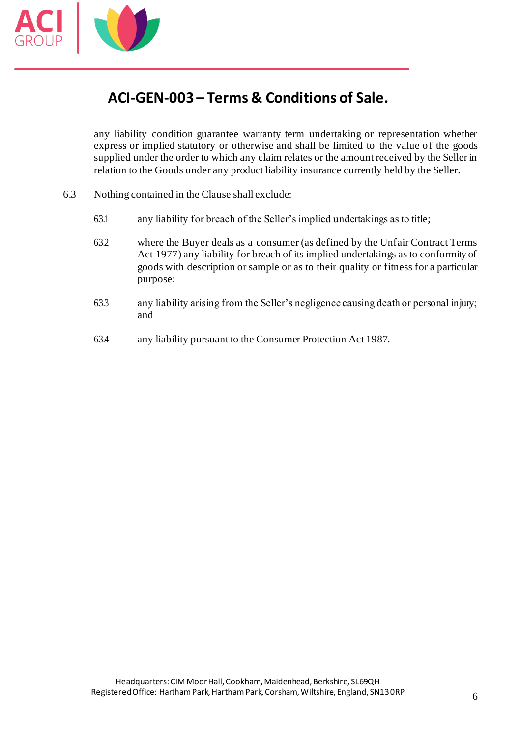## ACI-GEN-003 – Terms & Conditions of Sale.

any liability condition guarantee warranty term undertaking or representation whether express or implied statutory or otherwise and shall be limited to the value of the goods supplied under the order to which any claim relates or the amount received by the Seller in relation to the Goods under any product liability insurance currently held by the Seller.

6.3 Nothing contained in the Clause shall exclude:

6.3.1 any liability for breach of the Seller's implied undertakings as to title;

6.3.2 where the Buyer deals as a consumer (as defined by the Unfair Contract Terms Act 1977) any liability for breach of its implied undertakings as to conformity of goods with description or sample or as to their quality or fitness for a particular purpose;

6.3.3 any liability arising from the Seller's negligence causing death or personal injury; and

6.3.4 any liability pursuant to the Consumer Protection Act 1987.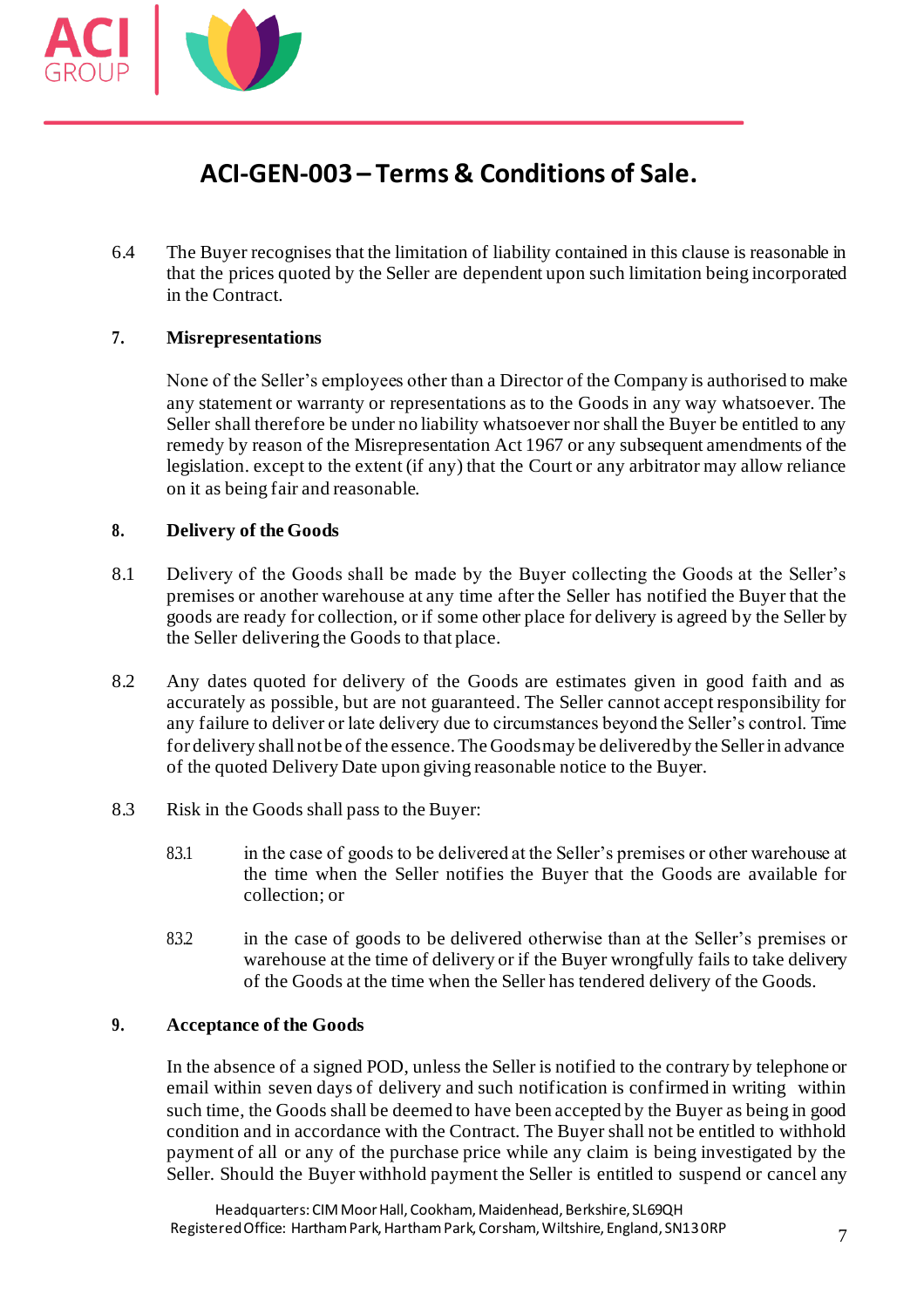6.4 The Buyer recognises that the limitation of liability contained in this clause is reasonable in that the prices quoted by the Seller are dependent upon such limitation being incorporated in the Contract.

## 7. Misrepresentations

None of the Seller's employees other than a Director of the Company is authorised to make any statement or warranty or representations as to the Goods in any way whatsoever. The Seller shall therefore be under no liability whatsoever nor shall the Buyer be entitled to any remedy by reason of the Misrepresentation Act 1967 or any subsequent amendments of the legislation. except to the extent (if any) that the Court or any arbitrator may allow reliance on it as being fair and reasonable.

## 8. Delivery of the Goods

8.1 Delivery of the Goods shall be made by the Buyer collecting the Goods at the Seller's premises or another warehouse at any time after the Seller has notified the Buyer that the goods are ready for collection, or if some other place for delivery is agreed by the Seller by the Seller delivering the Goods to that place.

8.2 Any dates quoted for delivery of the Goods are estimates given in good faith and as accurately as possible, but are not guaranteed. The Seller cannot accept responsibility for any failure to deliver or late delivery due to circumstances beyond the Seller's control. Time for delivery shall not be of the essence. The Goods may be delivered by the Seller in advance of the quoted Delivery Date upon giving reasonable notice to the Buyer.

8.3 Risk in the Goods shall pass to the Buyer:

8.3.1 in the case of goods to be delivered at the Seller's premises or other warehouse at the time when the Seller notifies the Buyer that the Goods are available for collection; or

8.3.2 in the case of goods to be delivered otherwise than at the Seller's premises or warehouse at the time of delivery or if the Buyer wrongfully fails to take delivery of the Goods at the time when the Seller has tendered delivery of the Goods.

## 9. Acceptance of the Goods

In the absence of a signed POD, unless the Seller is notified to the contrary by telephone or email within seven days of delivery and such notification is confirmed in writing within such time, the Goods shall be deemed to have been accepted by the Buyer as being in good condition and in accordance with the Contract. The Buyer shall not be entitled to withhold payment of all or any of the purchase price while any claim is being investigated by the Seller. Should the Buyer withhold payment the Seller is entitled to suspend or cancel any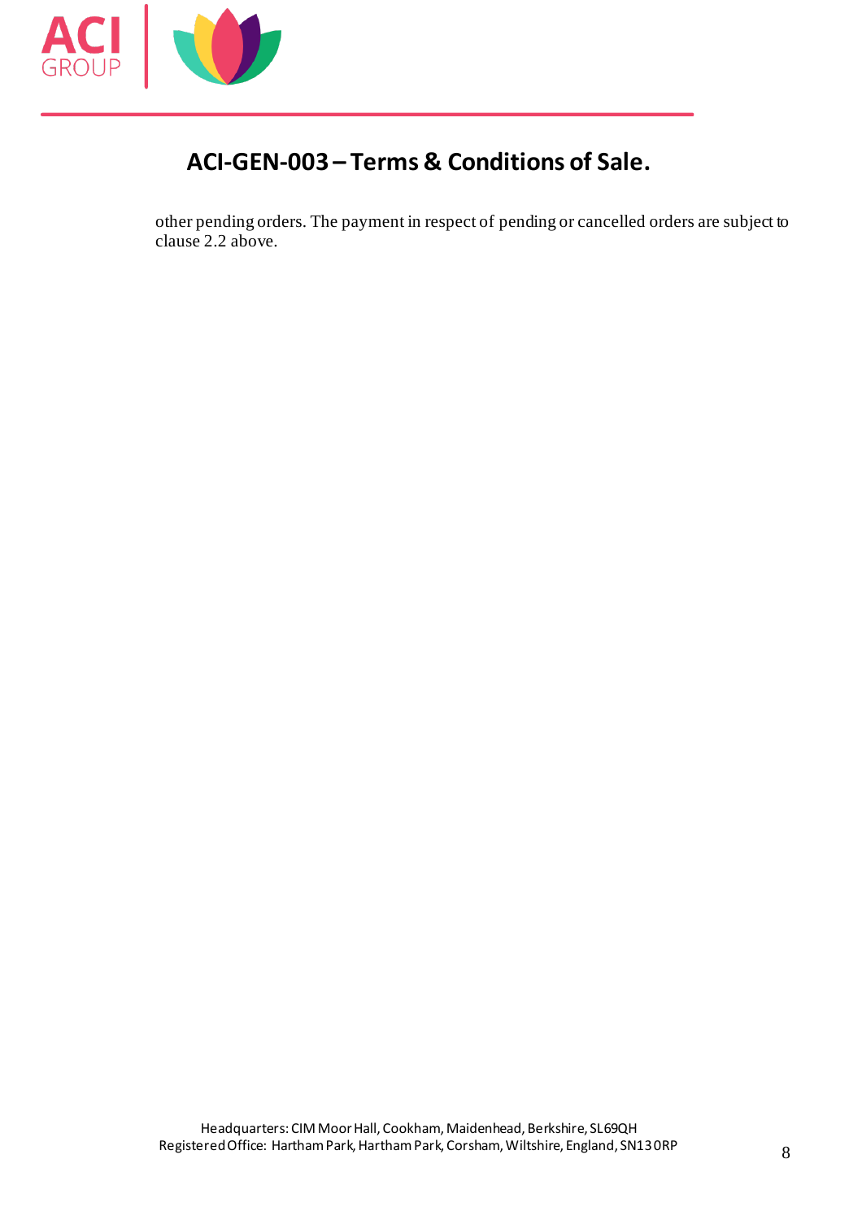other pending orders. The payment in respect of pending or cancelled orders are subject to clause 2.2 above.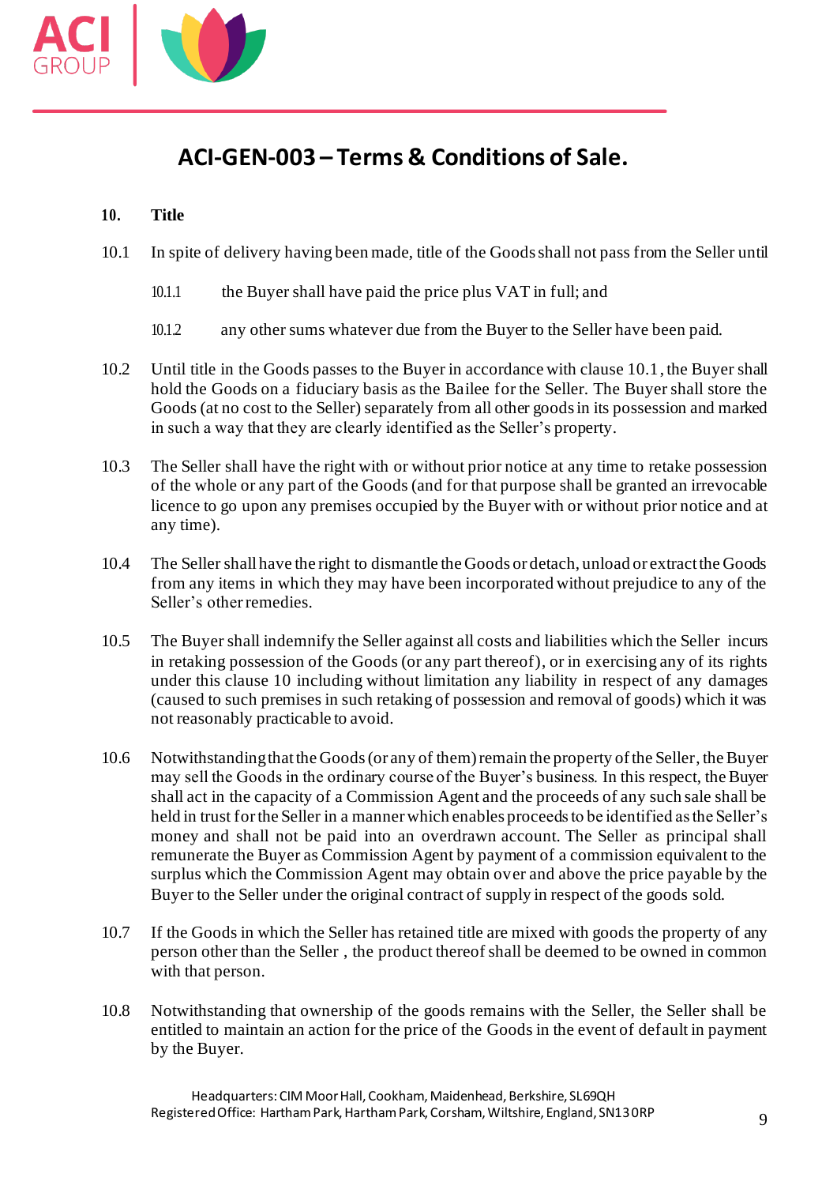## ACI-GEN-003 – Terms & Conditions of Sale.

**10. Title**

10.1 In spite of delivery having been made, title of the Goods shall not pass from the Seller until

10.1.1 the Buyer shall have paid the price plus VAT in full; and

10.1.2 any other sums whatever due from the Buyer to the Seller have been paid.

10.2 Until title in the Goods passes to the Buyer in accordance with clause 10.1, the Buyer shall hold the Goods on a fiduciary basis as the Bailee for the Seller. The Buyer shall store the Goods (at no cost to the Seller) separately from all other goods in its possession and marked in such a way that they are clearly identified as the Seller's property.

10.3 The Seller shall have the right with or without prior notice at any time to retake possession of the whole or any part of the Goods (and for that purpose shall be granted an irrevocable licence to go upon any premises occupied by the Buyer with or without prior notice and at any time).

10.4 The Seller shall have the right to dismantle the Goods or detach, unload or extract the Goods from any items in which they may have been incorporated without prejudice to any of the Seller's other remedies.

10.5 The Buyer shall indemnify the Seller against all costs and liabilities which the Seller incurs in retaking possession of the Goods (or any part thereof), or in exercising any of its rights under this clause 10 including without limitation any liability in respect of any damages (caused to such premises in such retaking of possession and removal of goods) which it was not reasonably practicable to avoid.

10.6 Notwithstanding that the Goods (or any of them) remain the property of the Seller, the Buyer may sell the Goods in the ordinary course of the Buyer's business. In this respect, the Buyer shall act in the capacity of a Commission Agent and the proceeds of any such sale shall be held in trust for the Seller in a manner which enables proceeds to be identified as the Seller's money and shall not be paid into an overdrawn account. The Seller as principal shall remunerate the Buyer as Commission Agent by payment of a commission equivalent to the surplus which the Commission Agent may obtain over and above the price payable by the Buyer to the Seller under the original contract of supply in respect of the goods sold.

10.7 If the Goods in which the Seller has retained title are mixed with goods the property of any person other than the Seller , the product thereof shall be deemed to be owned in common with that person.

10.8 Notwithstanding that ownership of the goods remains with the Seller, the Seller shall be entitled to maintain an action for the price of the Goods in the event of default in payment by the Buyer.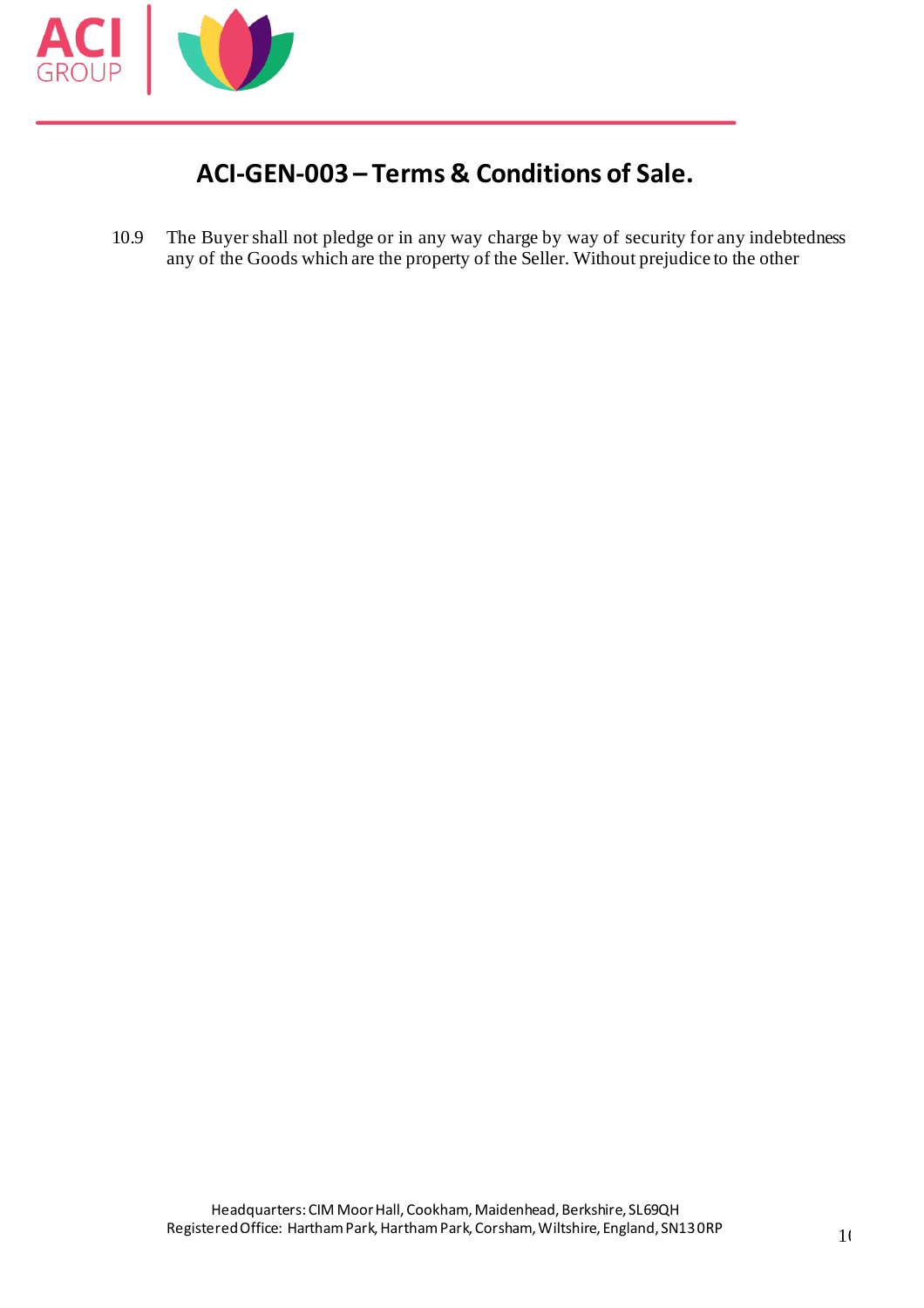# ACI-GEN-003 – Terms & Conditions of Sale.

10.9 The Buyer shall not pledge or in any way charge by way of security for any indebtedness any of the Goods which are the property of the Seller. Without prejudice to the other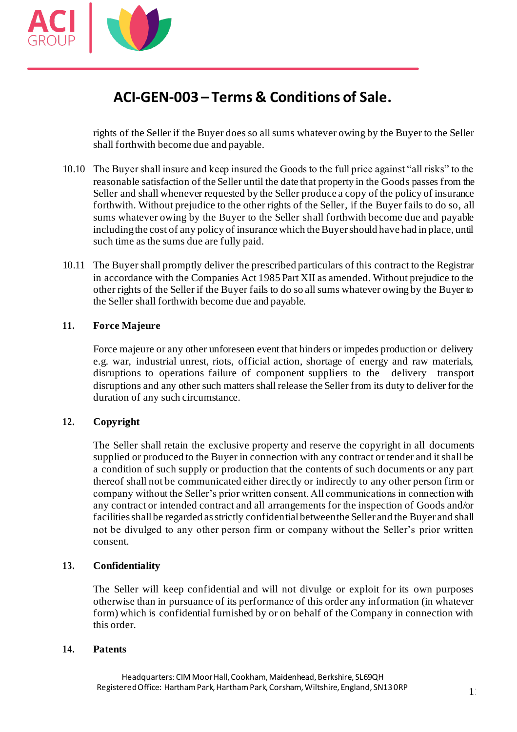rights of the Seller if the Buyer does so all sums whatever owing by the Buyer to the Seller shall forthwith become due and payable.

10.10 The Buyer shall insure and keep insured the Goods to the full price against "all risks" to the reasonable satisfaction of the Seller until the date that property in the Goods passes from the Seller and shall whenever requested by the Seller produce a copy of the policy of insurance forthwith. Without prejudice to the other rights of the Seller, if the Buyer fails to do so, all sums whatever owing by the Buyer to the Seller shall forthwith become due and payable including the cost of any policy of insurance which the Buyer should have had in place, until such time as the sums due are fully paid.

10.11 The Buyer shall promptly deliver the prescribed particulars of this contract to the Registrar in accordance with the Companies Act 1985 Part XII as amended. Without prejudice to the other rights of the Seller if the Buyer fails to do so all sums whatever owing by the Buyer to the Seller shall forthwith become due and payable.

## 11. Force Majeure

Force majeure or any other unforeseen event that hinders or impedes production or delivery e.g. war, industrial unrest, riots, official action, shortage of energy and raw materials, disruptions to operations failure of component suppliers to the delivery transport disruptions and any other such matters shall release the Seller from its duty to deliver for the duration of any such circumstance.

## 12. Copyright

The Seller shall retain the exclusive property and reserve the copyright in all documents supplied or produced to the Buyer in connection with any contract or tender and it shall be a condition of such supply or production that the contents of such documents or any part thereof shall not be communicated either directly or indirectly to any other person firm or company without the Seller's prior written consent. All communications in connection with any contract or intended contract and all arrangements for the inspection of Goods and/or facilities shall be regarded as strictly confidential between the Seller and the Buyer and shall not be divulged to any other person firm or company without the Seller's prior written consent.

## 13. Confidentiality

The Seller will keep confidential and will not divulge or exploit for its own purposes otherwise than in pursuance of its performance of this order any information (in whatever form) which is confidential furnished by or on behalf of the Company in connection with this order.

## 14. Patents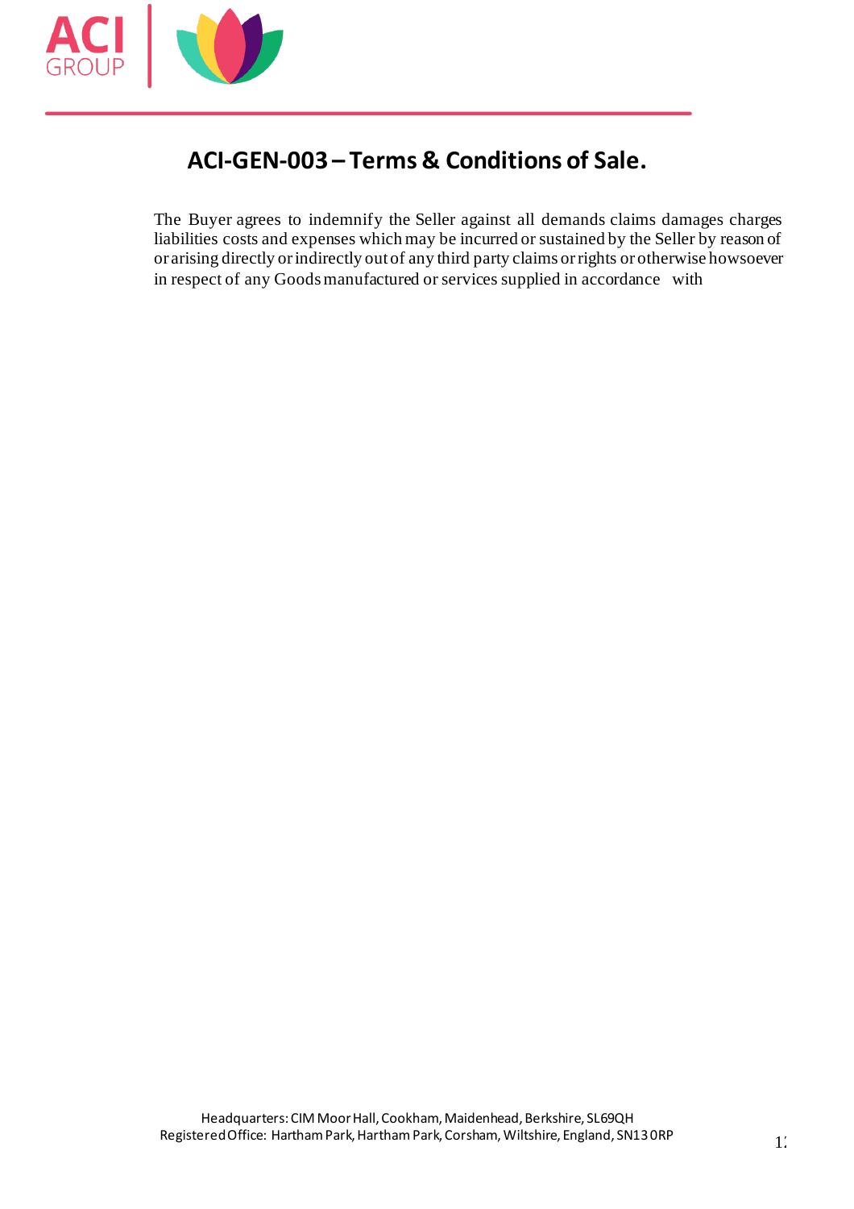## ACI-GEN-003 – Terms & Conditions of Sale.

The Buyer agrees to indemnify the Seller against all demands claims damages charges liabilities costs and expenses which may be incurred or sustained by the Seller by reason of or arising directly or indirectly out of any third party claims or rights or otherwise howsoever in respect of any Goods manufactured or services supplied in accordance with

Headquarters: CIM Moor Hall, Cookham, Maidenhead, Berkshire, SL69QH
Registered Office: Hartham Park, Hartham Park, Corsham, Wiltshire, England, SN13 0RP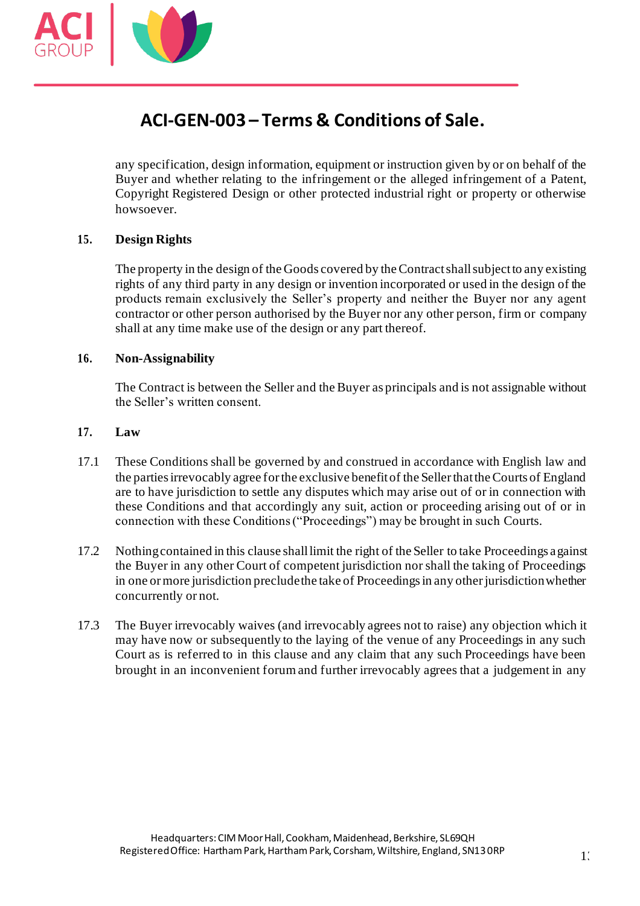any specification, design information, equipment or instruction given by or on behalf of the Buyer and whether relating to the infringement or the alleged infringement of a Patent, Copyright Registered Design or other protected industrial right or property or otherwise howsoever.

**15. Design Rights**

The property in the design of the Goods covered by the Contract shall subject to any existing rights of any third party in any design or invention incorporated or used in the design of the products remain exclusively the Seller's property and neither the Buyer nor any agent contractor or other person authorised by the Buyer nor any other person, firm or company shall at any time make use of the design or any part thereof.

**16. Non-Assignability**

The Contract is between the Seller and the Buyer as principals and is not assignable without the Seller's written consent.

**17. Law**

17.1 These Conditions shall be governed by and construed in accordance with English law and the parties irrevocably agree for the exclusive benefit of the Seller that the Courts of England are to have jurisdiction to settle any disputes which may arise out of or in connection with these Conditions and that accordingly any suit, action or proceeding arising out of or in connection with these Conditions ("Proceedings") may be brought in such Courts.

17.2 Nothing contained in this clause shall limit the right of the Seller to take Proceedings against the Buyer in any other Court of competent jurisdiction nor shall the taking of Proceedings in one or more jurisdiction preclude the take of Proceedings in any other jurisdiction whether concurrently or not.

17.3 The Buyer irrevocably waives (and irrevocably agrees not to raise) any objection which it may have now or subsequently to the laying of the venue of any Proceedings in any such Court as is referred to in this clause and any claim that any such Proceedings have been brought in an inconvenient forum and further irrevocably agrees that a judgement in any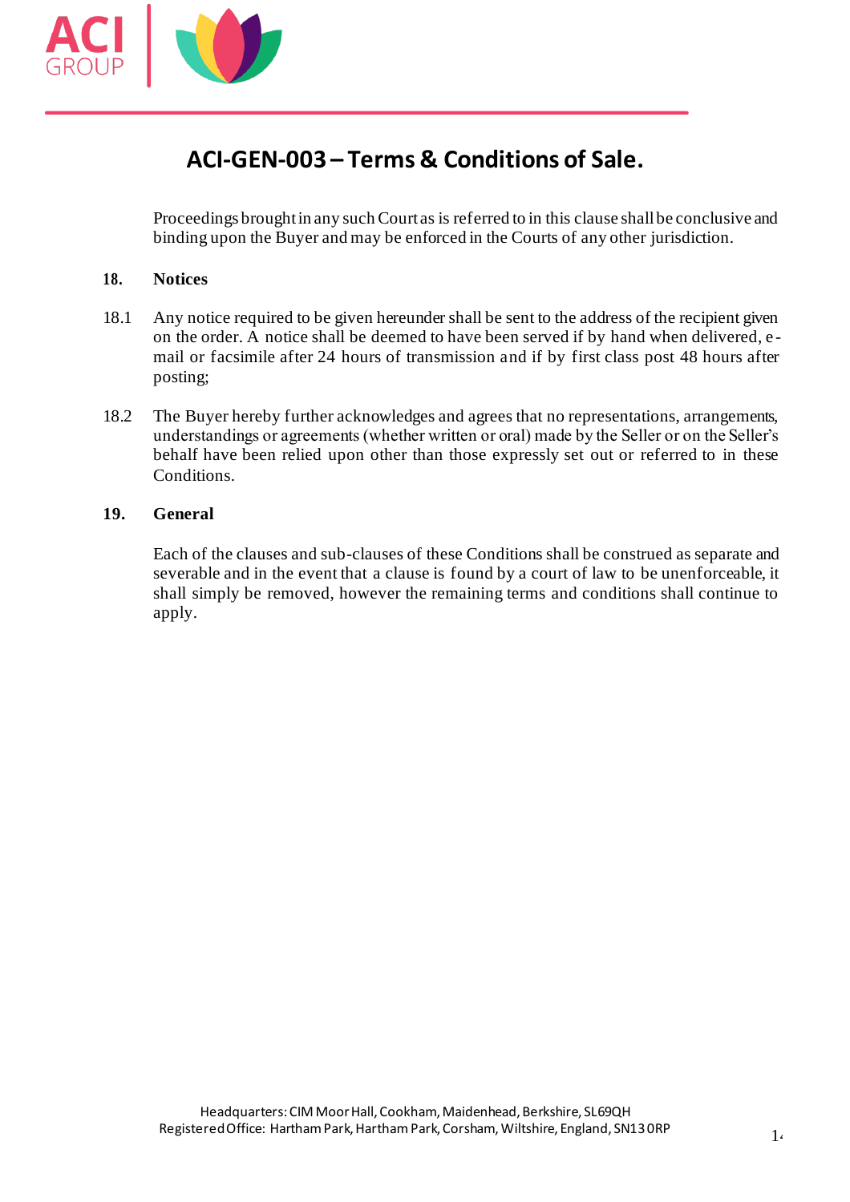Proceedings brought in any such Court as is referred to in this clause shall be conclusive and binding upon the Buyer and may be enforced in the Courts of any other jurisdiction.

**18. Notices**

18.1 Any notice required to be given hereunder shall be sent to the address of the recipient given on the order. A notice shall be deemed to have been served if by hand when delivered, e-mail or facsimile after 24 hours of transmission and if by first class post 48 hours after posting;

18.2 The Buyer hereby further acknowledges and agrees that no representations, arrangements, understandings or agreements (whether written or oral) made by the Seller or on the Seller's behalf have been relied upon other than those expressly set out or referred to in these Conditions.

**19. General**

Each of the clauses and sub-clauses of these Conditions shall be construed as separate and severable and in the event that a clause is found by a court of law to be unenforceable, it shall simply be removed, however the remaining terms and conditions shall continue to apply.